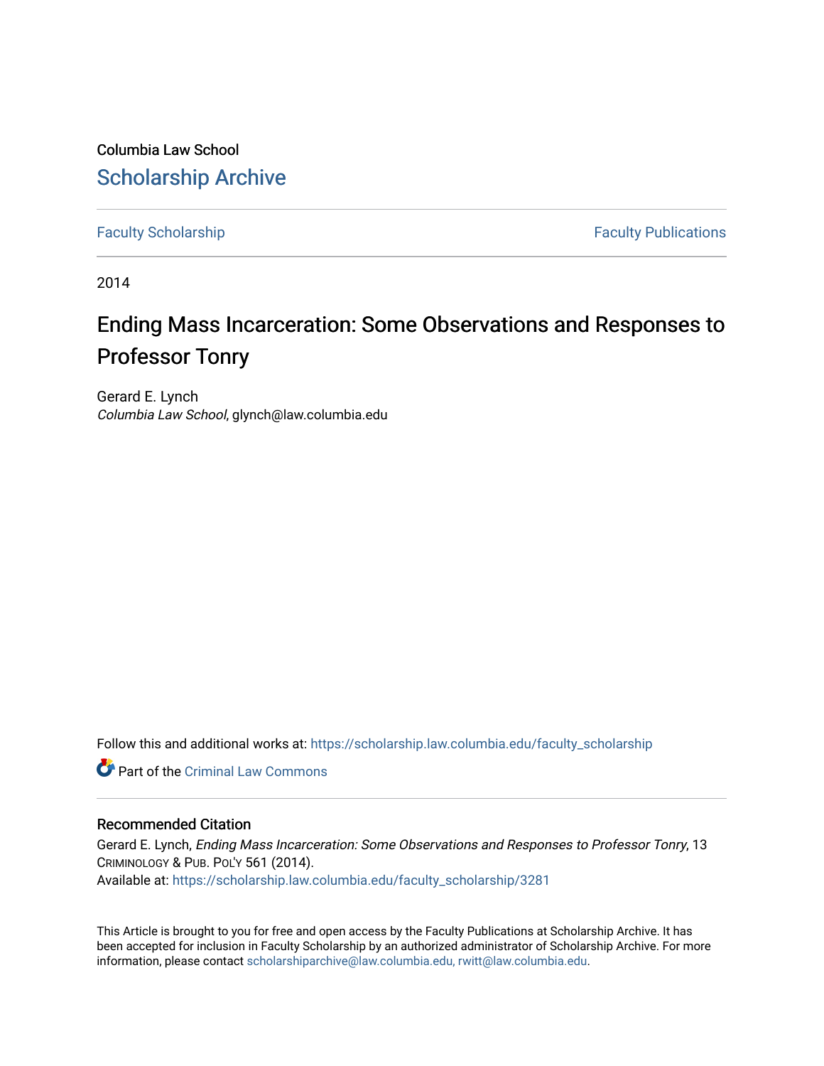Columbia Law School

# Scholarship Archive

Faculty Scholarship | Faculty Publications

2014

# Ending Mass Incarceration: Some Observations and Responses to Professor Tonry

Gerard E. Lynch
*Columbia Law School*, glynch@law.columbia.edu

Follow this and additional works at: https://scholarship.law.columbia.edu/faculty_scholarship

Part of the Criminal Law Commons

## Recommended Citation

Gerard E. Lynch, *Ending Mass Incarceration: Some Observations and Responses to Professor Tonry*, 13 CRIMINOLOGY & PUB. POL'Y 561 (2014).
Available at: https://scholarship.law.columbia.edu/faculty_scholarship/3281

This Article is brought to you for free and open access by the Faculty Publications at Scholarship Archive. It has been accepted for inclusion in Faculty Scholarship by an authorized administrator of Scholarship Archive. For more information, please contact scholarshiparchive@law.columbia.edu, rwitt@law.columbia.edu.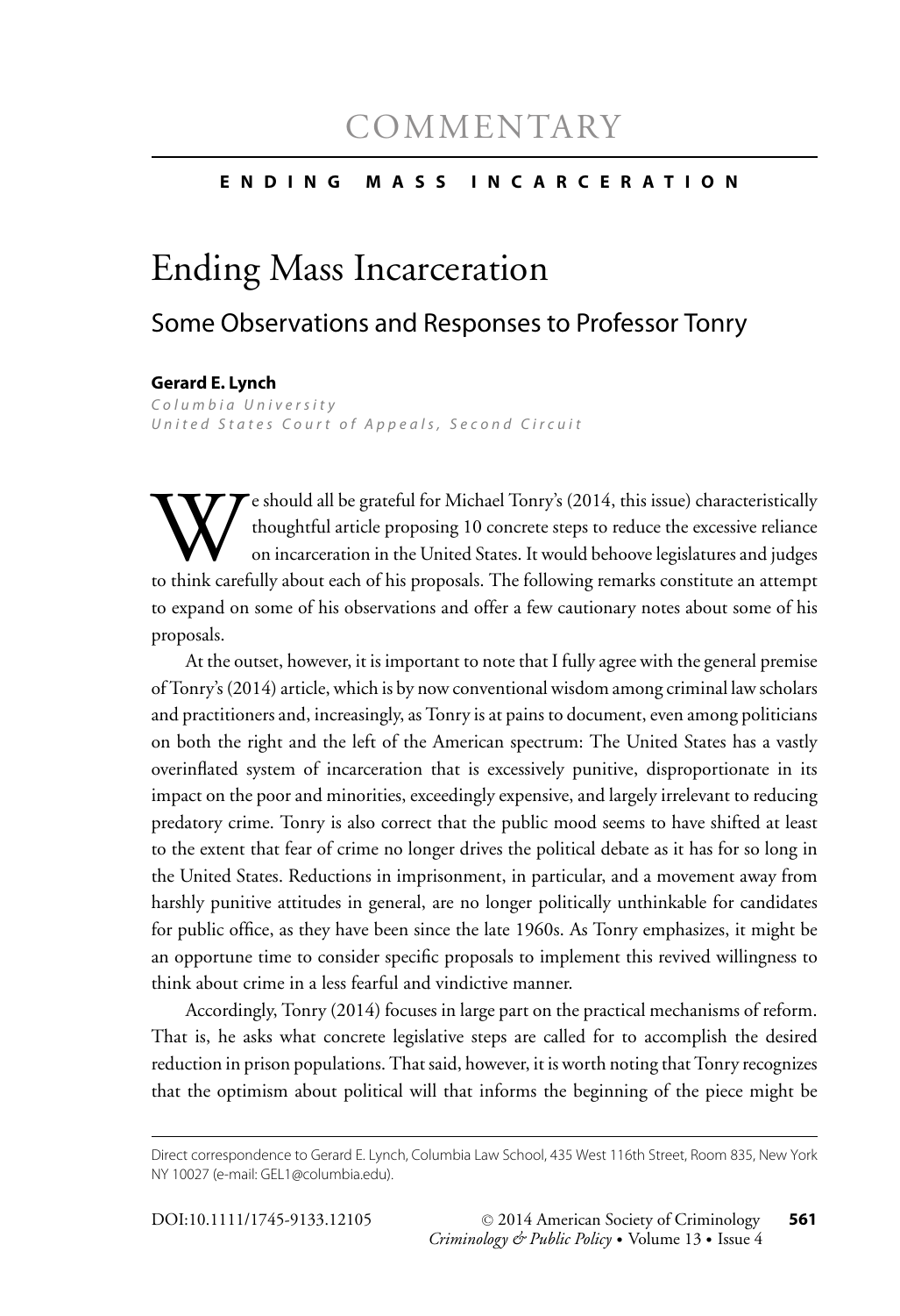# COMMENTARY

**ENDING MASS INCARCERATION**

# Ending Mass Incarceration

## Some Observations and Responses to Professor Tonry

**Gerard E. Lynch**
*Columbia University*
*United States Court of Appeals, Second Circuit*

We should all be grateful for Michael Tonry's (2014, this issue) characteristically thoughtful article proposing 10 concrete steps to reduce the excessive reliance on incarceration in the United States. It would behoove legislatures and judges to think carefully about each of his proposals. The following remarks constitute an attempt to expand on some of his observations and offer a few cautionary notes about some of his proposals.

At the outset, however, it is important to note that I fully agree with the general premise of Tonry's (2014) article, which is by now conventional wisdom among criminal law scholars and practitioners and, increasingly, as Tonry is at pains to document, even among politicians on both the right and the left of the American spectrum: The United States has a vastly overinflated system of incarceration that is excessively punitive, disproportionate in its impact on the poor and minorities, exceedingly expensive, and largely irrelevant to reducing predatory crime. Tonry is also correct that the public mood seems to have shifted at least to the extent that fear of crime no longer drives the political debate as it has for so long in the United States. Reductions in imprisonment, in particular, and a movement away from harshly punitive attitudes in general, are no longer politically unthinkable for candidates for public office, as they have been since the late 1960s. As Tonry emphasizes, it might be an opportune time to consider specific proposals to implement this revived willingness to think about crime in a less fearful and vindictive manner.

Accordingly, Tonry (2014) focuses in large part on the practical mechanisms of reform. That is, he asks what concrete legislative steps are called for to accomplish the desired reduction in prison populations. That said, however, it is worth noting that Tonry recognizes that the optimism about political will that informs the beginning of the piece might be

Direct correspondence to Gerard E. Lynch, Columbia Law School, 435 West 116th Street, Room 835, New York NY 10027 (e-mail: GEL1@columbia.edu).

DOI:10.1111/1745-9133.12105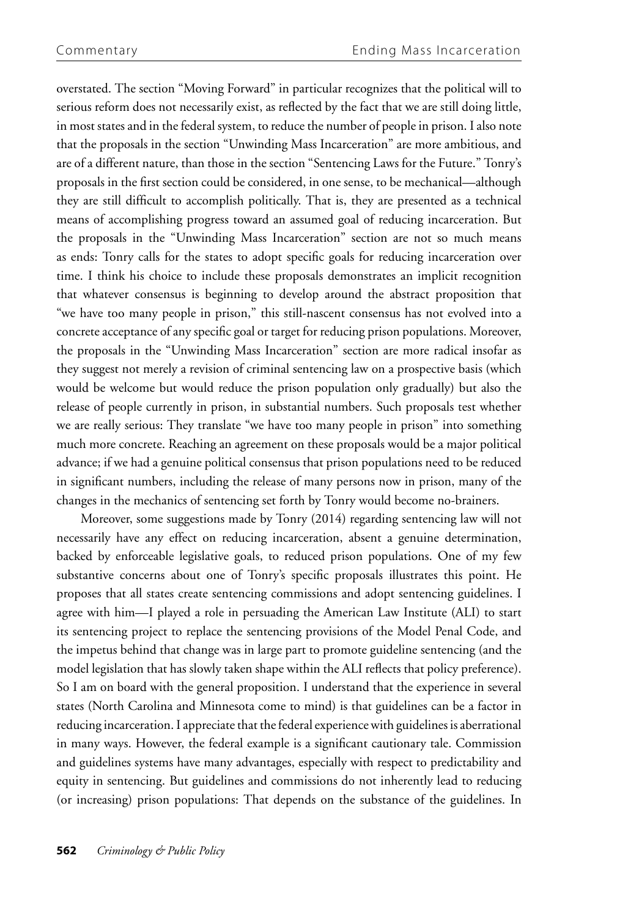overstated. The section "Moving Forward" in particular recognizes that the political will to serious reform does not necessarily exist, as reflected by the fact that we are still doing little, in most states and in the federal system, to reduce the number of people in prison. I also note that the proposals in the section "Unwinding Mass Incarceration" are more ambitious, and are of a different nature, than those in the section "Sentencing Laws for the Future." Tonry's proposals in the first section could be considered, in one sense, to be mechanical—although they are still difficult to accomplish politically. That is, they are presented as a technical means of accomplishing progress toward an assumed goal of reducing incarceration. But the proposals in the "Unwinding Mass Incarceration" section are not so much means as ends: Tonry calls for the states to adopt specific goals for reducing incarceration over time. I think his choice to include these proposals demonstrates an implicit recognition that whatever consensus is beginning to develop around the abstract proposition that "we have too many people in prison," this still-nascent consensus has not evolved into a concrete acceptance of any specific goal or target for reducing prison populations. Moreover, the proposals in the "Unwinding Mass Incarceration" section are more radical insofar as they suggest not merely a revision of criminal sentencing law on a prospective basis (which would be welcome but would reduce the prison population only gradually) but also the release of people currently in prison, in substantial numbers. Such proposals test whether we are really serious: They translate "we have too many people in prison" into something much more concrete. Reaching an agreement on these proposals would be a major political advance; if we had a genuine political consensus that prison populations need to be reduced in significant numbers, including the release of many persons now in prison, many of the changes in the mechanics of sentencing set forth by Tonry would become no-brainers.

Moreover, some suggestions made by Tonry (2014) regarding sentencing law will not necessarily have any effect on reducing incarceration, absent a genuine determination, backed by enforceable legislative goals, to reduced prison populations. One of my few substantive concerns about one of Tonry's specific proposals illustrates this point. He proposes that all states create sentencing commissions and adopt sentencing guidelines. I agree with him—I played a role in persuading the American Law Institute (ALI) to start its sentencing project to replace the sentencing provisions of the Model Penal Code, and the impetus behind that change was in large part to promote guideline sentencing (and the model legislation that has slowly taken shape within the ALI reflects that policy preference). So I am on board with the general proposition. I understand that the experience in several states (North Carolina and Minnesota come to mind) is that guidelines can be a factor in reducing incarceration. I appreciate that the federal experience with guidelines is aberrational in many ways. However, the federal example is a significant cautionary tale. Commission and guidelines systems have many advantages, especially with respect to predictability and equity in sentencing. But guidelines and commissions do not inherently lead to reducing (or increasing) prison populations: That depends on the substance of the guidelines. In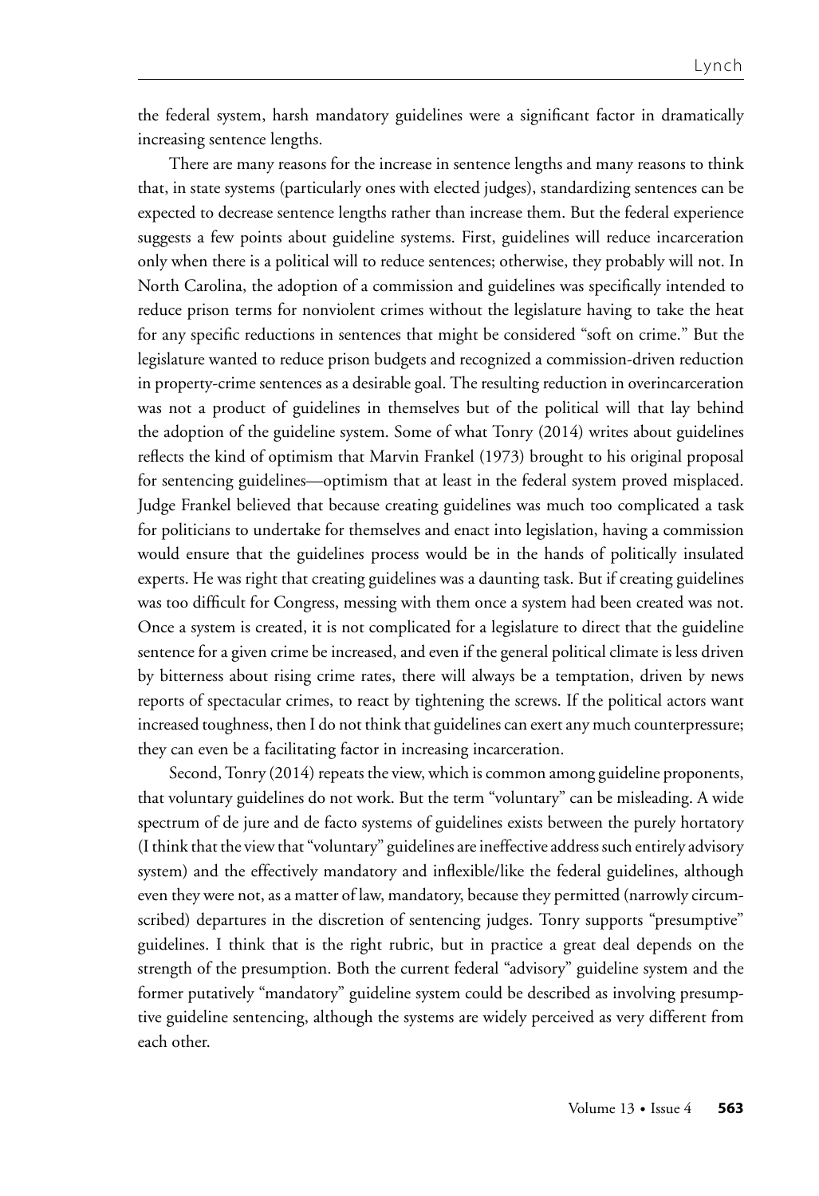the federal system, harsh mandatory guidelines were a significant factor in dramatically increasing sentence lengths.

There are many reasons for the increase in sentence lengths and many reasons to think that, in state systems (particularly ones with elected judges), standardizing sentences can be expected to decrease sentence lengths rather than increase them. But the federal experience suggests a few points about guideline systems. First, guidelines will reduce incarceration only when there is a political will to reduce sentences; otherwise, they probably will not. In North Carolina, the adoption of a commission and guidelines was specifically intended to reduce prison terms for nonviolent crimes without the legislature having to take the heat for any specific reductions in sentences that might be considered "soft on crime." But the legislature wanted to reduce prison budgets and recognized a commission-driven reduction in property-crime sentences as a desirable goal. The resulting reduction in overincarceration was not a product of guidelines in themselves but of the political will that lay behind the adoption of the guideline system. Some of what Tonry (2014) writes about guidelines reflects the kind of optimism that Marvin Frankel (1973) brought to his original proposal for sentencing guidelines—optimism that at least in the federal system proved misplaced. Judge Frankel believed that because creating guidelines was much too complicated a task for politicians to undertake for themselves and enact into legislation, having a commission would ensure that the guidelines process would be in the hands of politically insulated experts. He was right that creating guidelines was a daunting task. But if creating guidelines was too difficult for Congress, messing with them once a system had been created was not. Once a system is created, it is not complicated for a legislature to direct that the guideline sentence for a given crime be increased, and even if the general political climate is less driven by bitterness about rising crime rates, there will always be a temptation, driven by news reports of spectacular crimes, to react by tightening the screws. If the political actors want increased toughness, then I do not think that guidelines can exert any much counterpressure; they can even be a facilitating factor in increasing incarceration.

Second, Tonry (2014) repeats the view, which is common among guideline proponents, that voluntary guidelines do not work. But the term "voluntary" can be misleading. A wide spectrum of de jure and de facto systems of guidelines exists between the purely hortatory (I think that the view that "voluntary" guidelines are ineffective address such entirely advisory system) and the effectively mandatory and inflexible/like the federal guidelines, although even they were not, as a matter of law, mandatory, because they permitted (narrowly circumscribed) departures in the discretion of sentencing judges. Tonry supports "presumptive" guidelines. I think that is the right rubric, but in practice a great deal depends on the strength of the presumption. Both the current federal "advisory" guideline system and the former putatively "mandatory" guideline system could be described as involving presumptive guideline sentencing, although the systems are widely perceived as very different from each other.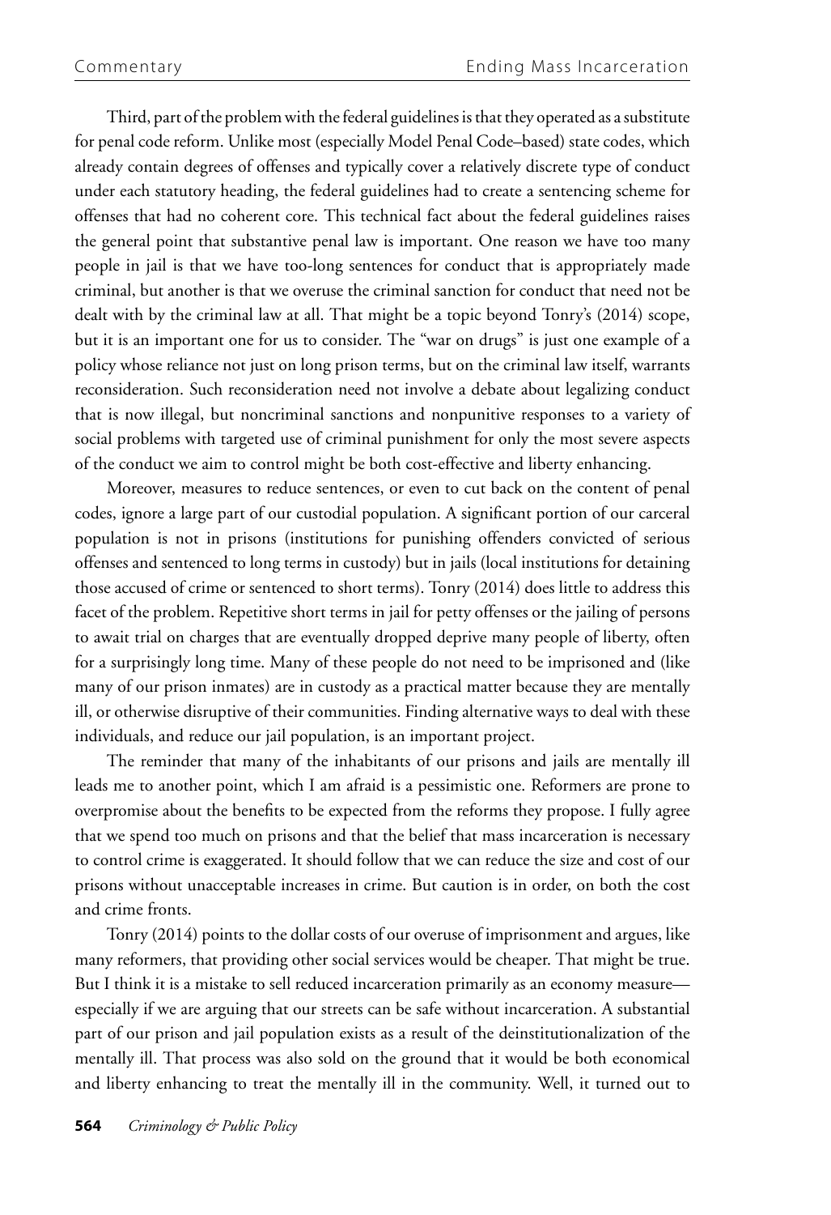Third, part of the problem with the federal guidelines is that they operated as a substitute for penal code reform. Unlike most (especially Model Penal Code–based) state codes, which already contain degrees of offenses and typically cover a relatively discrete type of conduct under each statutory heading, the federal guidelines had to create a sentencing scheme for offenses that had no coherent core. This technical fact about the federal guidelines raises the general point that substantive penal law is important. One reason we have too many people in jail is that we have too-long sentences for conduct that is appropriately made criminal, but another is that we overuse the criminal sanction for conduct that need not be dealt with by the criminal law at all. That might be a topic beyond Tonry's (2014) scope, but it is an important one for us to consider. The "war on drugs" is just one example of a policy whose reliance not just on long prison terms, but on the criminal law itself, warrants reconsideration. Such reconsideration need not involve a debate about legalizing conduct that is now illegal, but noncriminal sanctions and nonpunitive responses to a variety of social problems with targeted use of criminal punishment for only the most severe aspects of the conduct we aim to control might be both cost-effective and liberty enhancing.

Moreover, measures to reduce sentences, or even to cut back on the content of penal codes, ignore a large part of our custodial population. A significant portion of our carceral population is not in prisons (institutions for punishing offenders convicted of serious offenses and sentenced to long terms in custody) but in jails (local institutions for detaining those accused of crime or sentenced to short terms). Tonry (2014) does little to address this facet of the problem. Repetitive short terms in jail for petty offenses or the jailing of persons to await trial on charges that are eventually dropped deprive many people of liberty, often for a surprisingly long time. Many of these people do not need to be imprisoned and (like many of our prison inmates) are in custody as a practical matter because they are mentally ill, or otherwise disruptive of their communities. Finding alternative ways to deal with these individuals, and reduce our jail population, is an important project.

The reminder that many of the inhabitants of our prisons and jails are mentally ill leads me to another point, which I am afraid is a pessimistic one. Reformers are prone to overpromise about the benefits to be expected from the reforms they propose. I fully agree that we spend too much on prisons and that the belief that mass incarceration is necessary to control crime is exaggerated. It should follow that we can reduce the size and cost of our prisons without unacceptable increases in crime. But caution is in order, on both the cost and crime fronts.

Tonry (2014) points to the dollar costs of our overuse of imprisonment and argues, like many reformers, that providing other social services would be cheaper. That might be true. But I think it is a mistake to sell reduced incarceration primarily as an economy measure—especially if we are arguing that our streets can be safe without incarceration. A substantial part of our prison and jail population exists as a result of the deinstitutionalization of the mentally ill. That process was also sold on the ground that it would be both economical and liberty enhancing to treat the mentally ill in the community. Well, it turned out to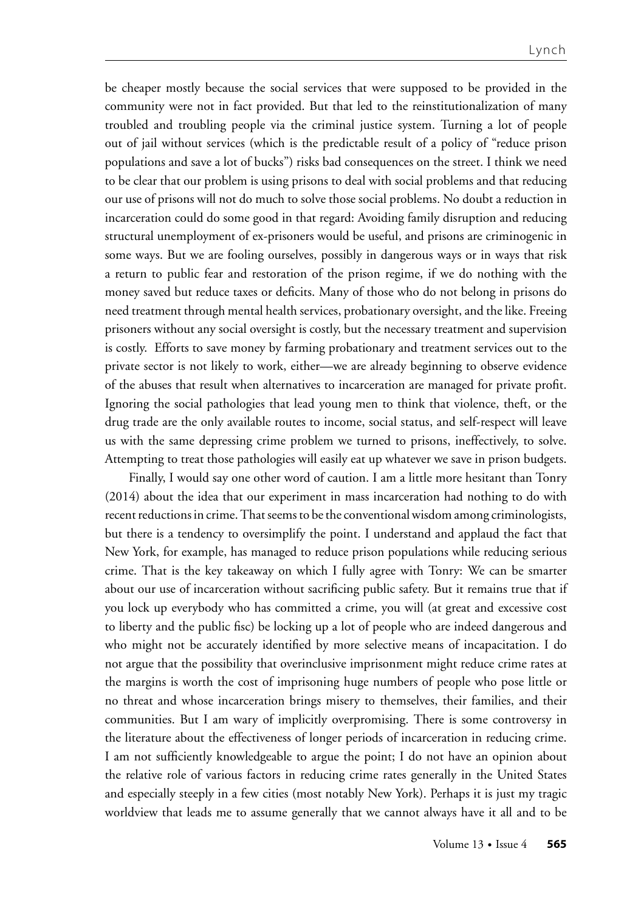be cheaper mostly because the social services that were supposed to be provided in the community were not in fact provided. But that led to the reinstitutionalization of many troubled and troubling people via the criminal justice system. Turning a lot of people out of jail without services (which is the predictable result of a policy of "reduce prison populations and save a lot of bucks") risks bad consequences on the street. I think we need to be clear that our problem is using prisons to deal with social problems and that reducing our use of prisons will not do much to solve those social problems. No doubt a reduction in incarceration could do some good in that regard: Avoiding family disruption and reducing structural unemployment of ex-prisoners would be useful, and prisons are criminogenic in some ways. But we are fooling ourselves, possibly in dangerous ways or in ways that risk a return to public fear and restoration of the prison regime, if we do nothing with the money saved but reduce taxes or deficits. Many of those who do not belong in prisons do need treatment through mental health services, probationary oversight, and the like. Freeing prisoners without any social oversight is costly, but the necessary treatment and supervision is costly. Efforts to save money by farming probationary and treatment services out to the private sector is not likely to work, either—we are already beginning to observe evidence of the abuses that result when alternatives to incarceration are managed for private profit. Ignoring the social pathologies that lead young men to think that violence, theft, or the drug trade are the only available routes to income, social status, and self-respect will leave us with the same depressing crime problem we turned to prisons, ineffectively, to solve. Attempting to treat those pathologies will easily eat up whatever we save in prison budgets.

Finally, I would say one other word of caution. I am a little more hesitant than Tonry (2014) about the idea that our experiment in mass incarceration had nothing to do with recent reductions in crime. That seems to be the conventional wisdom among criminologists, but there is a tendency to oversimplify the point. I understand and applaud the fact that New York, for example, has managed to reduce prison populations while reducing serious crime. That is the key takeaway on which I fully agree with Tonry: We can be smarter about our use of incarceration without sacrificing public safety. But it remains true that if you lock up everybody who has committed a crime, you will (at great and excessive cost to liberty and the public fisc) be locking up a lot of people who are indeed dangerous and who might not be accurately identified by more selective means of incapacitation. I do not argue that the possibility that overinclusive imprisonment might reduce crime rates at the margins is worth the cost of imprisoning huge numbers of people who pose little or no threat and whose incarceration brings misery to themselves, their families, and their communities. But I am wary of implicitly overpromising. There is some controversy in the literature about the effectiveness of longer periods of incarceration in reducing crime. I am not sufficiently knowledgeable to argue the point; I do not have an opinion about the relative role of various factors in reducing crime rates generally in the United States and especially steeply in a few cities (most notably New York). Perhaps it is just my tragic worldview that leads me to assume generally that we cannot always have it all and to be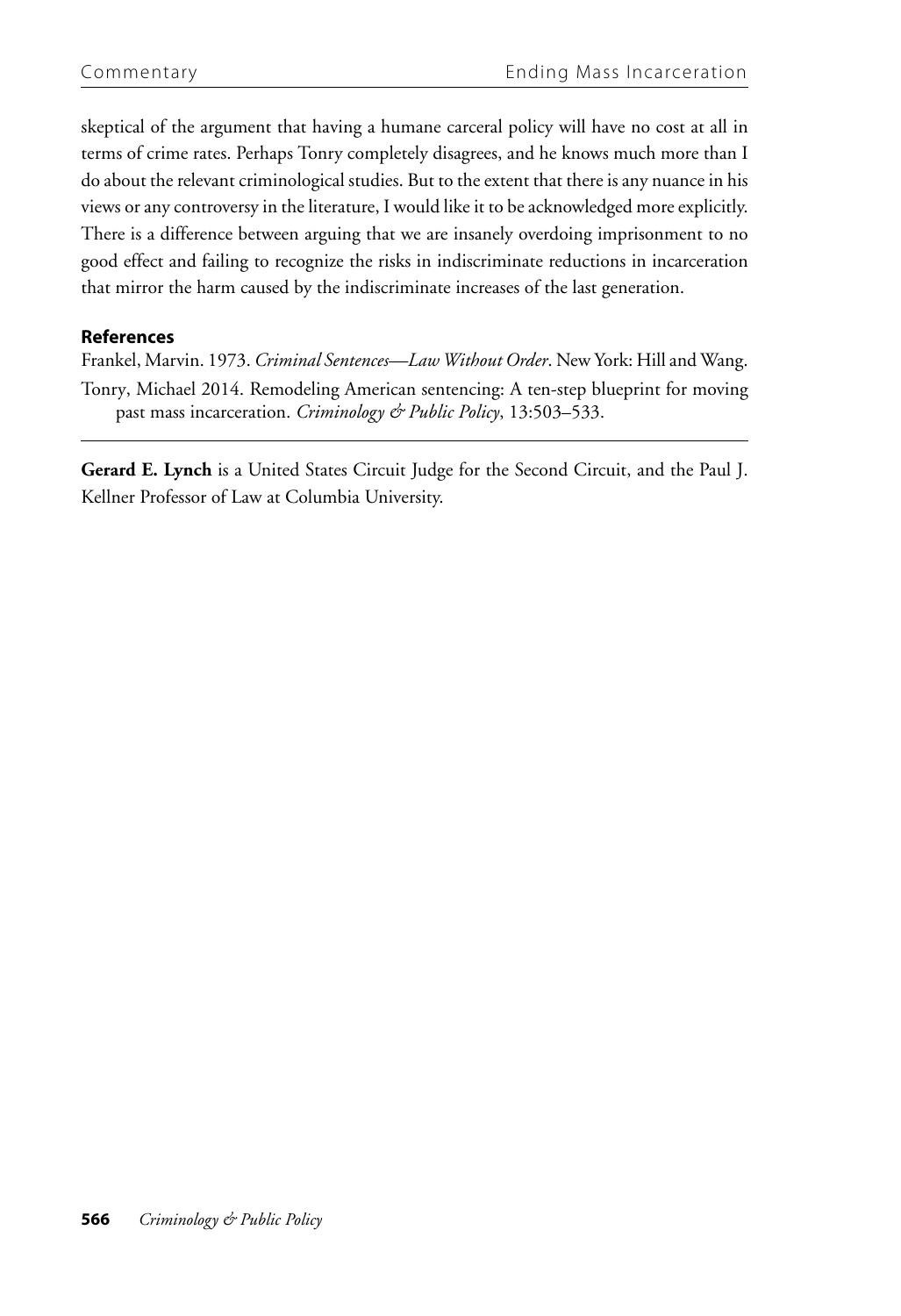skeptical of the argument that having a humane carceral policy will have no cost at all in terms of crime rates. Perhaps Tonry completely disagrees, and he knows much more than I do about the relevant criminological studies. But to the extent that there is any nuance in his views or any controversy in the literature, I would like it to be acknowledged more explicitly. There is a difference between arguing that we are insanely overdoing imprisonment to no good effect and failing to recognize the risks in indiscriminate reductions in incarceration that mirror the harm caused by the indiscriminate increases of the last generation.

## References

Frankel, Marvin. 1973. *Criminal Sentences—Law Without Order*. New York: Hill and Wang.

Tonry, Michael 2014. Remodeling American sentencing: A ten-step blueprint for moving past mass incarceration. *Criminology & Public Policy*, 13:503–533.

---

**Gerard E. Lynch** is a United States Circuit Judge for the Second Circuit, and the Paul J. Kellner Professor of Law at Columbia University.